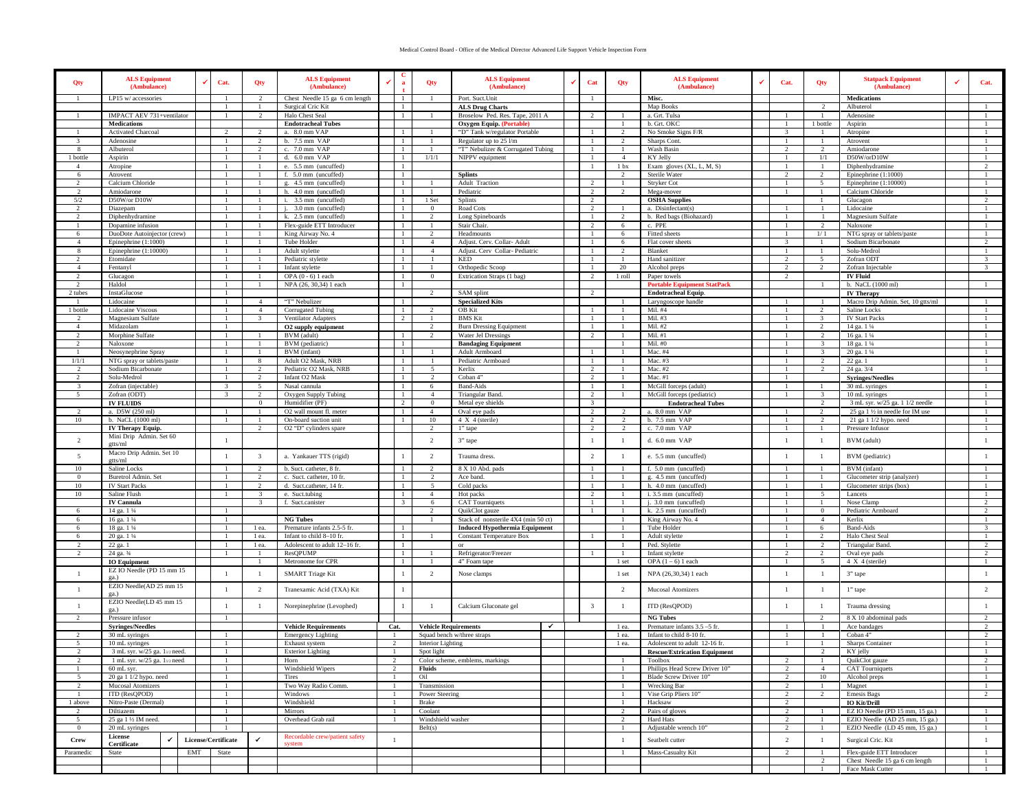Medical Control Board - Office of the Medical Director Advanced Life Support Vehicle Inspection Form

| Qty | ALS Equipment (Ambulance) | ✓ | Cat. | Qty | ALS Equipment (Ambulance) | ✓ | Cat | Qty | ALS Equipment (Ambulance) | ✓ | Cat | Qty | ALS Equipment (Ambulance) | ✓ | Cat. | Qty | Statpack Equipment (Ambulance) | ✓ | Cat. |
|---|---|---|---|---|---|---|---|---|---|---|---|---|---|---|---|---|---|---|---|
| 1 | LP15 w/ accessories | | | 2 | Chest Needle 15 ga 6 cm length | | 1 | 1 | Port. Suct.Unit | | 1 | | **Misc.** | | | | **Medications** | | |
| | | | 1 | 1 | Surgical Cric Kit | | 1 | | **ALS Drug Charts** | | | | Map Books | | | 2 | Albuterol | | 1 |
| 1 | IMPACT AEV 731+ventilator | | 1 | 2 | Halo Chest Seal | | 1 | 1 | Broselow Ped. Res. Tape, 2011 A | | 2 | 1 | a. Grt. Tulsa | | 1 | 1 | Adenosine | | 1 |
| | **Medications** | | | | **Endotracheal Tubes** | | | | **Oxygen Equip. (Portable)** | | | 1 | b. Grt. OKC | | 1 | 1 bottle | Aspirin | | 1 |
| 1 | Activated Charcoal | | 2 | 2 | a. 8.0 mm VAP | | 1 | 1 | "D" Tank w/regulator Portable | | 1 | 2 | No Smoke Signs F/R | | 3 | 1 | Atropine | | 1 |
| 3 | Adenosine | | 1 | 2 | b. 7.5 mm VAP | | 1 | 1 | Regulator up to 25 l/m | | 1 | 2 | Sharps Cont. | | 1 | 1 | Atrovent | | 1 |
| 8 | Albuterol | | 1 | 2 | c. 7.0 mm VAP | | 1 | 1 | "T" Nebulizer & Corrugated Tubing | | 1 | 1 | Wash Basin | | 2 | 2 | Amiodarone | | 1 |
| 1 bottle | Aspirin | | 1 | 1 | d. 6.0 mm VAP | | 1 | 1/1/1 | NIPPV equipment | | 1 | 4 | KY Jelly | | 1 | 1/1 | D50W/orD10W | | 1 |
| 4 | Atropine | | 1 | 1 | e. 5.5 mm (uncuffed) | | 1 | | | | 1 | 1 bx | Exam gloves (XL, L, M, S) | | 1 | 1 | Diphenhydramine | | 2 |
| 6 | Atrovent | | 1 | 1 | f. 5.0 mm (uncuffed) | | 1 | | **Splints** | | | 2 | Sterile Water | | 2 | 2 | Epinephrine (1:1000) | | 1 |
| 2 | Calcium Chloride | | 1 | 1 | g. 4.5 mm (uncuffed) | | 1 | 1 | Adult Traction | | 2 | 1 | Stryker Cot | | 1 | 5 | Epinephrine (1:10000) | | 1 |
| 2 | Amiodarone | | 1 | 1 | h. 4.0 mm (uncuffed) | | 1 | 1 | Pediatric | | 2 | 2 | Mega-mover | | 1 | 1 | Calcium Chloride | | 1 |
| 5/2 | D50W/or D10W | | 1 | 1 | i. 3.5 mm (uncuffed) | | 1 | 1 Set | Splints | | 2 | | **OSHA Supplies** | | | 1 | Glucagon | | 2 |
| 2 | Diazepam | | 1 | 1 | j. 3.0 mm (uncuffed) | | 1 | 0 | Road Cots | | 2 | 1 | a. Disinfectant(s) | | 1 | 1 | Lidocaine | | 1 |
| 2 | Diphenhydramine | | 1 | 1 | k. 2.5 mm (uncuffed) | | 1 | 2 | Long Spineboards | | 1 | 2 | b. Red bags (Biohazard) | | 1 | 1 | Magnesium Sulfate | | 1 |
| 1 | Dopamine infusion | | 1 | 1 | Flex-guide ETT Introducer | | 1 | 1 | Stair Chair. | | 2 | 6 | c. PPE | | 1 | 2 | Naloxone | | 1 |
| 6 | DuoDote Autoinjector (crew) | | 1 | 1 | King Airway No. 4 | | 1 | 2 | Headmounts | | 1 | 6 | Fitted sheets | | 1 | 1/ 1 | NTG spray or tablets/paste | | 1 |
| 4 | Epinephrine (1:1000) | | 1 | 1 | Tube Holder | | 1 | 4 | Adjust. Cerv. Collar- Adult | | 1 | 6 | Flat cover sheets | | 3 | 1 | Sodium Bicarbonate | | 2 |
| 8 | Epinephrine (1:10000) | | 1 | 1 | Adult stylette | | 1 | 4 | Adjust. Cerv Collar- Pediatric | | 1 | 2 | Blanket | | 1 | 1 | Solu-Medrol | | 1 |
| 2 | Etomidate | | 1 | 1 | Pediatric stylette | | 1 | 1 | KED | | 1 | 1 | Hand sanitizer | | 2 | 5 | Zofran ODT | | 3 |
| 4 | Fentanyl | | 1 | 1 | Infant stylette | | 1 | 1 | Orthopedic Scoop | | 1 | 20 | Alcohol preps | | 2 | 2 | Zofran Injectable | | 3 |
| 2 | Glucagon | | 1 | 1 | OPA (0 - 6) 1 each | | 1 | 0 | Extrication Straps (1 bag) | | 2 | 1 roll | Paper towels | | 2 | | **IV Fluid** | | |
| 2 | Haldol | | 1 | 1 | NPA (26, 30,34) 1 each | | 1 | | | | | | **Portable Equipment StatPack** | | | 1 | b. NaCL (1000 ml) | | 1 |
| 2 tubes | InstaGlucose | | 1 | | | | | 2 | SAM splint | | 2 | | **Endotracheal Equip.** | | | | **IV Therapy** | | |
| 1 | Lidocaine | | 1 | 4 | "T" Nebulizer | | 1 | | **Specialized Kits** | | | 1 | Laryngoscope handle | | 1 | 1 | Macro Drip Admin. Set, 10 gtts/ml | | 1 |
| 1 bottle | Lidocaine Viscous | | 1 | 4 | Corrugated Tubing | | 1 | 2 | OB Kit | | 1 | 1 | Mil. #4 | | 1 | 2 | Saline Locks | | 1 |
| 2 | Magnesium Sulfate | | 1 | 3 | Ventilator Adapters | | 2 | 1 | BMS Kit | | 1 | 1 | Mil. #3 | | 1 | 3 | IV Start Packs | | 1 |
| 4 | Midazolam | | 1 | | **O2 supply equipment** | | | 2 | Burn Dressing Equipment | | 1 | 1 | Mil. #2 | | 1 | 2 | 14 ga. 1 ¼ | | 1 |
| 2 | Morphine Sulfate | | 1 | 1 | BVM (adult) | | 1 | 2 | Water Jel Dressings | | 2 | 1 | Mil. #1 | | 1 | 2 | 16 ga. 1 ¼ | | 1 |
| 2 | Naloxone | | 1 | 1 | BVM (pediatric) | | 1 | | **Bandaging Equipment** | | | 1 | Mil. #0 | | 1 | 3 | 18 ga. 1 ¼ | | 1 |
| 1 | Neosynephrine Spray | | 1 | 1 | BVM (infant) | | 1 | 1 | Adult Armboard | | 1 | 1 | Mac. #4 | | 1 | 3 | 20 ga. 1 ¼ | | 1 |
| 1/1/1 | NTG spray or tablets/paste | | 1 | 8 | Adult O2 Mask, NRB | | 1 | 1 | Pediatric Armboard | | 1 | 1 | Mac. #3 | | 1 | 2 | 22 ga. 1 | | 1 |
| 2 | Sodium Bicarbonate | | 1 | 2 | Pediatric O2 Mask, NRB | | 1 | 5 | Kerlix | | 2 | 1 | Mac. #2 | | 1 | 2 | 24 ga. 3/4 | | 1 |
| 2 | Solu-Medrol | | 1 | 2 | Infant O2 Mask | | 1 | 2 | Coban 4" | | 2 | 1 | Mac. #1 | | 1 | | **Syringes/Needles** | | |
| 3 | Zofran (injectable) | | 3 | 5 | Nasal cannula | | 1 | 6 | Band-Aids | | 1 | 1 | McGill forceps (adult) | | 1 | 1 | 30 mL syringes | | 1 |
| 5 | Zofran (ODT) | | 3 | 2 | Oxygen Supply Tubing | | 1 | 4 | Triangular Band. | | 2 | 1 | McGill forceps (pediatric) | | 1 | 3 | 10 mL syringes | | 1 |
| | **IV FLUIDS** | | | 0 | Humidifier (PF) | | 2 | 0 | Metal eye shields | | 3 | | **Endotracheal Tubes** | | | 2 | 3 mL syr. w/25 ga. 1 1/2 needle | | 1 |
| 2 | a. D5W (250 ml) | | 1 | 1 | O2 wall mount fl. meter | | 1 | 4 | Oval eye pads | | 2 | 2 | a. 8.0 mm VAP | | 1 | 2 | 25 ga 1 ½ in needle for IM use | | 1 |
| 10 | b. NaCL (1000 ml) | | 1 | 1 | On-board suction unit | | 1 | 10 | 4 X 4 (sterile) | | 2 | 2 | b. 7.5 mm VAP | | 1 | 2 | 21 ga 1 1/2 hypo. need | | 1 |
| | **IV Therapy Equip.** | | | 2 | O2 "D" cylinders spare | | | 2 | 1" tape | | 2 | 2 | c. 7.0 mm VAP | | 1 | 1 | Pressure Infusor | | 1 |
| 2 | Mini Drip Admin. Set 60 gtts/ml | | 1 | | | | | 2 | 3" tape | | 2 | 1 | d. 6.0 mm VAP | | 1 | 1 | BVM (adult) | | 1 |
| 5 | Macro Drip Admin. Set 10 gtts/ml | | 1 | 3 | a. Yankauer TTS (rigid) | | 1 | 2 | Trauma dress. | | 2 | 1 | e. 5.5 mm (uncuffed) | | 1 | 1 | BVM (pediatric) | | 1 |
| 10 | Saline Locks | | 1 | 2 | b. Suct. catheter, 8 fr. | | 1 | 2 | 8 X 10 Abd. pads | | 1 | 1 | f. 5.0 mm (uncuffed) | | 1 | 1 | BVM (infant) | | 1 |
| 0 | Buretrol Admin. Set | | 1 | 2 | c. Suct. catheter, 10 fr. | | 1 | 2 | Ace band. | | 1 | 1 | g. 4.5 mm (uncuffed) | | 1 | 1 | Glucometer strip (analyzer) | | 1 |
| 10 | IV Start Packs | | 1 | 2 | d. Suct.catheter, 14 fr. | | 1 | 5 | Cold packs | | 1 | 1 | h. 4.0 mm (uncuffed) | | 1 | 1 | Glucometer strips (box) | | 1 |
| 10 | Saline Flush | | 1 | 3 | e. Suct.tubing | | 1 | 4 | Hot packs | | 2 | 1 | i. 3.5 mm (uncuffed) | | 1 | 5 | Lancets | | 1 |
| | **IV Cannula** | | | 3 | f. Suct.canister | | 3 | 6 | CAT Tourniquets | | 1 | 1 | j. 3.0 mm (uncuffed) | | 1 | 1 | Nose Clamp | | 2 |
| 6 | 14 ga. 1 ¼ | | 1 | | | | | 2 | QuikClot gauze | | 1 | 1 | k. 2.5 mm (uncuffed) | | 1 | 0 | Pediatric Armboard | | 2 |
| 6 | 16 ga. 1 ¼ | | 1 | | **NG Tubes** | | | 1 | Stack of nonsterile 4X4 (min 50 ct) | | | 1 | King Airway No. 4 | | 1 | 4 | Kerlix | | 1 |
| 6 | 18 ga. 1 ¼ | | 1 | 1 ea. | Premature infants 2.5-5 fr. | | 1 | | **Induced Hypothermia Equipment** | | | 1 | Tube Holder | | 1 | 6 | Band-Aids | | 3 |
| 6 | 20 ga. 1 ¼ | | 1 | 1 ea. | Infant to child 8–10 fr. | | 1 | 1 | Constant Temperature Box | | 1 | 1 | Adult stylette | | 1 | 2 | Halo Chest Seal | | 1 |
| 2 | 22 ga. 1 | | 1 | 1 ea. | Adolescent to adult 12–16 fr. | | 1 | | or | | | 1 | Ped. Stylette | | 1 | 2 | Triangular Band. | | 2 |
| 2 | 24 ga. ¾ | | 1 | 1 | ResQPUMP | | 1 | 1 | Refrigerator/Freezer | | 1 | 1 | Infant stylette | | 2 | 2 | Oval eye pads | | 2 |
| | **IO Equipment** | | | 1 | Metronome for CPR | | 1 | 1 | 4" Foam tape | | | 1 set | OPA (1 – 6) 1 each | | 1 | 5 | 4 X 4 (sterile) | | 1 |
| 1 | EZ IO Needle (PD 15 mm 15 ga.) | | 1 | 1 | SMART Triage Kit | | 1 | 2 | Nose clamps | | | 1 set | NPA (26,30,34) 1 each | | 1 | 1 | 3" tape | | 1 |
| 1 | EZIO Needle(AD 25 mm 15 ga.) | | 1 | 2 | Tranexamic Acid (TXA) Kit | | 1 | | | | | 2 | Mucosal Atomizers | | 1 | 1 | 1" tape | | 2 |
| 1 | EZIO Needle(LD 45 mm 15 ga.) | | 1 | 1 | Norepinephrine (Levophed) | | 1 | 1 | Calcium Gluconate gel | | 3 | 1 | ITD (ResQPOD) | | 1 | 1 | Trauma dressing | | 1 |
| 2 | Pressure infusor | | 1 | | | | | | | | | | **NG Tubes** | | | 2 | 8 X 10 abdominal pads | | 2 |
| | **Syringes/Needles** | | | | **Vehicle Requirements** | | **Cat.** | | **Vehicle Requirements** | ✓ | | 1 ea. | Premature infants 3.5 –5 fr. | | 1 | 1 | Ace bandages | | 2 |
| 2 | 30 mL syringes | | 1 | | Emergency Lighting | | 1 | | Squad bench w/three straps | | | 1 ea. | Infant to child 8-10 fr. | | 1 | 1 | Coban 4" | | 2 |
| 5 | 10 mL syringes | | 1 | | Exhaust system | | 2 | | Interior Lighting | | | 1 ea. | Adolescent to adult 12-16 fr. | | 1 | 1 | Sharps Container | | 1 |
| 2 | 3 mL syr. w/25 ga. 1½ need. | | 1 | | Exterior Lighting | | 1 | | Spot light | | | | **Rescue/Extrication Equipment** | | | 2 | KY jelly | | 1 |
| 2 | 1 mL syr. w/25 ga. 1½ need. | | 1 | | Horn | | 2 | | Color scheme, emblems, markings | | | 1 | Toolbox | | 2 | 1 | QuikClot gauze | | 2 |
| 1 | 60 mL syr. | | 1 | | Windshield Wipers | | 2 | | **Fluids** | | | 1 | Phillips Head Screw Driver 10" | | 2 | 4 | CAT Tourniquets | | 1 |
| 5 | 20 ga 1 1/2 hypo. need | | 1 | | Tires | | 1 | | Oil | | | 1 | Blade Screw Driver 10" | | 2 | 10 | Alcohol preps | | 1 |
| 2 | Mucosal Atomizers | | 1 | | Two Way Radio Comm. | | 1 | | Transmission | | | 1 | Wrecking Bar | | 2 | 1 | Magnet | | 1 |
| 1 | ITD (ResQPOD) | | 1 | | Windows | | 1 | | Power Steering | | | 1 | Vise Grip Pliers 10" | | 2 | 2 | Emesis Bags | | 2 |
| 1 above | Nitro-Paste (Dermal) | | 1 | | Windshield | | 1 | | Brake | | | 1 | Hacksaw | | 2 | | **IO Kit/Drill** | | |
| 2 | Diltiazem | | 1 | | Mirrors | | 1 | | Coolant | | | 2 | Pairs of gloves | | 2 | 1 | EZ IO Needle (PD 15 mm, 15 ga.) | | 1 |
| 5 | 25 ga 1 ½ IM need. | | 1 | | Overhead Grab rail | | 1 | | Windshield washer | | | 2 | Hard Hats | | 2 | 1 | EZIO Needle (AD 25 mm, 15 ga.) | | 1 |
| 0 | 20 mL syringes | | 1 | | | | | | Belt(s) | | | 1 | Adjustable wrench 10" | | 2 | 1 | EZIO Needle (LD 45 mm, 15 ga.) | | 1 |
| **Crew** | **License Certificate** | ✓ | **License/Certificate** | ✓ | Recordable crew/patient safety system | | 1 | | | | | 1 | Seatbelt cutter | | 2 | 1 | Surgical Cric. Kit | | 1 |
| Paramedic | State | EMT | State | | | | | | | | | 1 | Mass-Casualty Kit | | 2 | 1 | Flex-guide ETT Introducer | | 1 |
| | | | | | | | | | | | | | | | | 2 | Chest Needle 15 ga 6 cm length | | 1 |
| | | | | | | | | | | | | | | | | 1 | Face Mask Cutter | | 1 |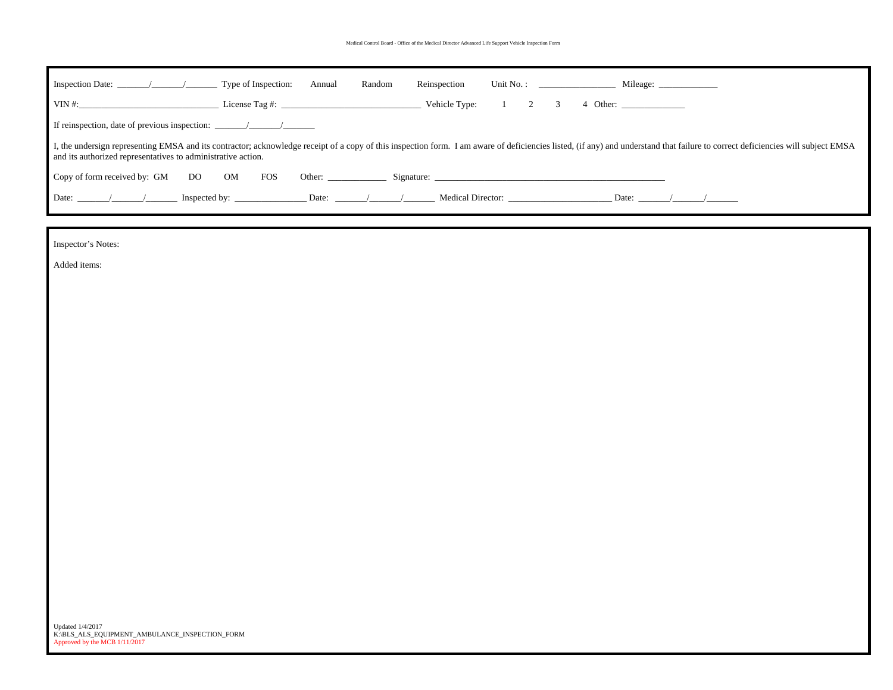Medical Control Board - Office of the Medical Director Advanced Life Support Vehicle Inspection Form

Inspection Date: _______/_______/_______ Type of Inspection: Annual Random Reinspection Unit No. : ________________ Mileage: _____________

VIN #:______________________________ License Tag #: ______________________________ Vehicle Type: 1 2 3 4 Other: ______________

If reinspection, date of previous inspection: _______/_______/_______

I, the undersign representing EMSA and its contractor; acknowledge receipt of a copy of this inspection form. I am aware of deficiencies listed, (if any) and understand that failure to correct deficiencies will subject EMSA and its authorized representatives to administrative action.

Copy of form received by: GM DO OM FOS Other: _____________ Signature: __________________________________________________

Date: _______/_______/_______ Inspected by: ________________ Date: _______/_______/_______ Medical Director: ______________________ Date: _______/_______/_______

Inspector's Notes:

Added items:

Updated 1/4/2017
K:\BLS_ALS_EQUIPMENT_AMBULANCE_INSPECTION_FORM
Approved by the MCB 1/11/2017